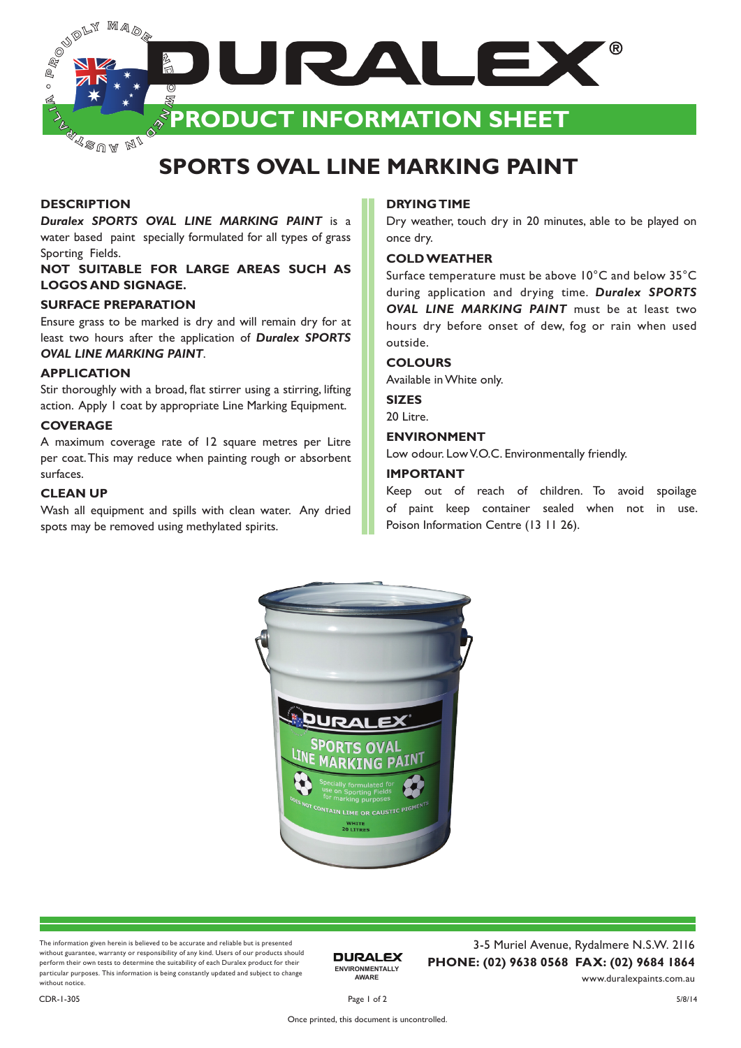# DURALEX®

## PRODUCT INFORMATION SHEET

# SPORTS OVAL LINE MARKING PAINT

### DESCRIPTION

***Duralex SPORTS OVAL LINE MARKING PAINT*** is a water based paint specially formulated for all types of grass Sporting Fields.

**NOT SUITABLE FOR LARGE AREAS SUCH AS LOGOS AND SIGNAGE.**

### SURFACE PREPARATION

Ensure grass to be marked is dry and will remain dry for at least two hours after the application of ***Duralex SPORTS OVAL LINE MARKING PAINT***.

### APPLICATION

Stir thoroughly with a broad, flat stirrer using a stirring, lifting action. Apply 1 coat by appropriate Line Marking Equipment.

### COVERAGE

A maximum coverage rate of 12 square metres per Litre per coat. This may reduce when painting rough or absorbent surfaces.

### CLEAN UP

Wash all equipment and spills with clean water. Any dried spots may be removed using methylated spirits.

### DRYING TIME

Dry weather, touch dry in 20 minutes, able to be played on once dry.

### COLD WEATHER

Surface temperature must be above 10°C and below 35°C during application and drying time. ***Duralex SPORTS OVAL LINE MARKING PAINT*** must be at least two hours dry before onset of dew, fog or rain when used outside.

### COLOURS

Available in White only.

### SIZES

20 Litre.

### ENVIRONMENT

Low odour. Low V.O.C. Environmentally friendly.

### IMPORTANT

Keep out of reach of children. To avoid spoilage of paint keep container sealed when not in use. Poison Information Centre (13 11 26).

The information given herein is believed to be accurate and reliable but is presented without guarantee, warranty or responsibility of any kind. Users of our products should perform their own tests to determine the suitability of each Duralex product for their particular purposes. This information is being constantly updated and subject to change without notice.

DURALEX ENVIRONMENTALLY AWARE

3-5 Muriel Avenue, Rydalmere N.S.W. 2116
**PHONE: (02) 9638 0568 FAX: (02) 9684 1864**
www.duralexpaints.com.au

CDR-1-305

5/8/14

Once printed, this document is uncontrolled.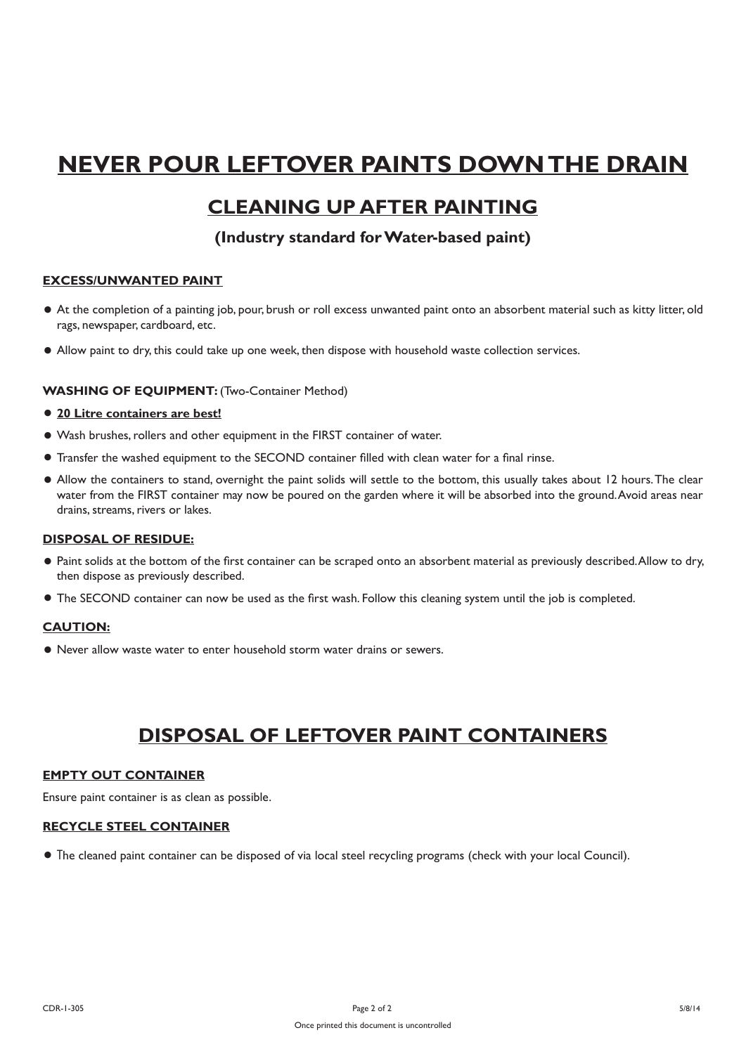# NEVER POUR LEFTOVER PAINTS DOWN THE DRAIN

## CLEANING UP AFTER PAINTING

### (Industry standard for Water-based paint)

**EXCESS/UNWANTED PAINT**

- At the completion of a painting job, pour, brush or roll excess unwanted paint onto an absorbent material such as kitty litter, old rags, newspaper, cardboard, etc.
- Allow paint to dry, this could take up one week, then dispose with household waste collection services.

**WASHING OF EQUIPMENT:** (Two-Container Method)

- **20 Litre containers are best!**
- Wash brushes, rollers and other equipment in the FIRST container of water.
- Transfer the washed equipment to the SECOND container filled with clean water for a final rinse.
- Allow the containers to stand, overnight the paint solids will settle to the bottom, this usually takes about 12 hours. The clear water from the FIRST container may now be poured on the garden where it will be absorbed into the ground. Avoid areas near drains, streams, rivers or lakes.

**DISPOSAL OF RESIDUE:**

- Paint solids at the bottom of the first container can be scraped onto an absorbent material as previously described. Allow to dry, then dispose as previously described.
- The SECOND container can now be used as the first wash. Follow this cleaning system until the job is completed.

**CAUTION:**

- Never allow waste water to enter household storm water drains or sewers.

## DISPOSAL OF LEFTOVER PAINT CONTAINERS

**EMPTY OUT CONTAINER**

Ensure paint container is as clean as possible.

**RECYCLE STEEL CONTAINER**

- The cleaned paint container can be disposed of via local steel recycling programs (check with your local Council).